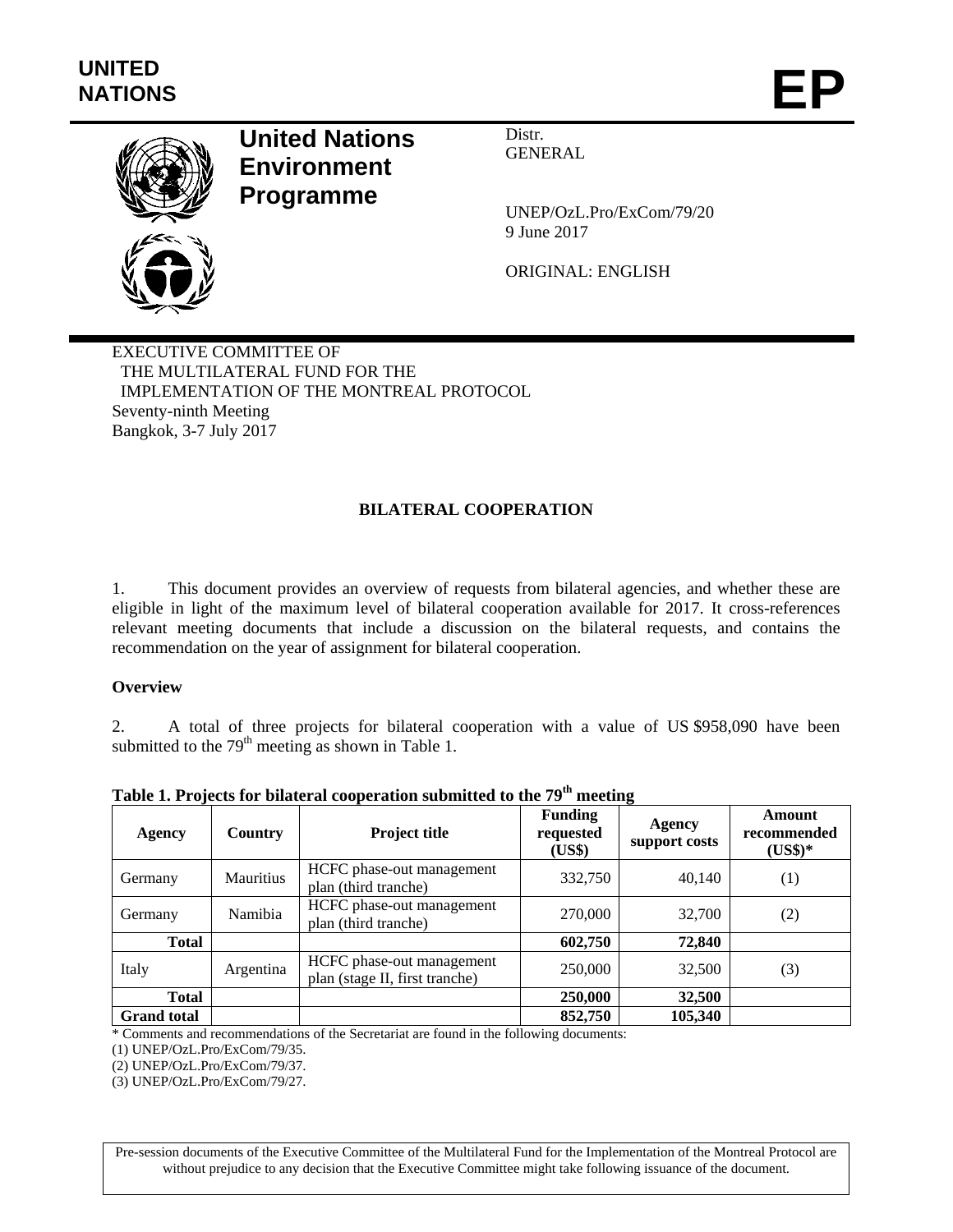UNITED NATIONS

# EP

**United Nations Environment Programme**

Distr.
GENERAL

UNEP/OzL.Pro/ExCom/79/20
9 June 2017

ORIGINAL: ENGLISH

EXECUTIVE COMMITTEE OF
THE MULTILATERAL FUND FOR THE
IMPLEMENTATION OF THE MONTREAL PROTOCOL
Seventy-ninth Meeting
Bangkok, 3-7 July 2017

## BILATERAL COOPERATION

1. This document provides an overview of requests from bilateral agencies, and whether these are eligible in light of the maximum level of bilateral cooperation available for 2017. It cross-references relevant meeting documents that include a discussion on the bilateral requests, and contains the recommendation on the year of assignment for bilateral cooperation.

**Overview**

2. A total of three projects for bilateral cooperation with a value of US $958,090 have been submitted to the 79th meeting as shown in Table 1.

**Table 1. Projects for bilateral cooperation submitted to the 79th meeting**

| Agency | Country | Project title | Funding requested (US$) | Agency support costs | Amount recommended (US$)* |
|---|---|---|---|---|---|
| Germany | Mauritius | HCFC phase-out management plan (third tranche) | 332,750 | 40,140 | (1) |
| Germany | Namibia | HCFC phase-out management plan (third tranche) | 270,000 | 32,700 | (2) |
| **Total** | | | **602,750** | **72,840** | |
| Italy | Argentina | HCFC phase-out management plan (stage II, first tranche) | 250,000 | 32,500 | (3) |
| **Total** | | | **250,000** | **32,500** | |
| **Grand total** | | | **852,750** | **105,340** | |

\* Comments and recommendations of the Secretariat are found in the following documents:
(1) UNEP/OzL.Pro/ExCom/79/35.
(2) UNEP/OzL.Pro/ExCom/79/37.
(3) UNEP/OzL.Pro/ExCom/79/27.

Pre-session documents of the Executive Committee of the Multilateral Fund for the Implementation of the Montreal Protocol are without prejudice to any decision that the Executive Committee might take following issuance of the document.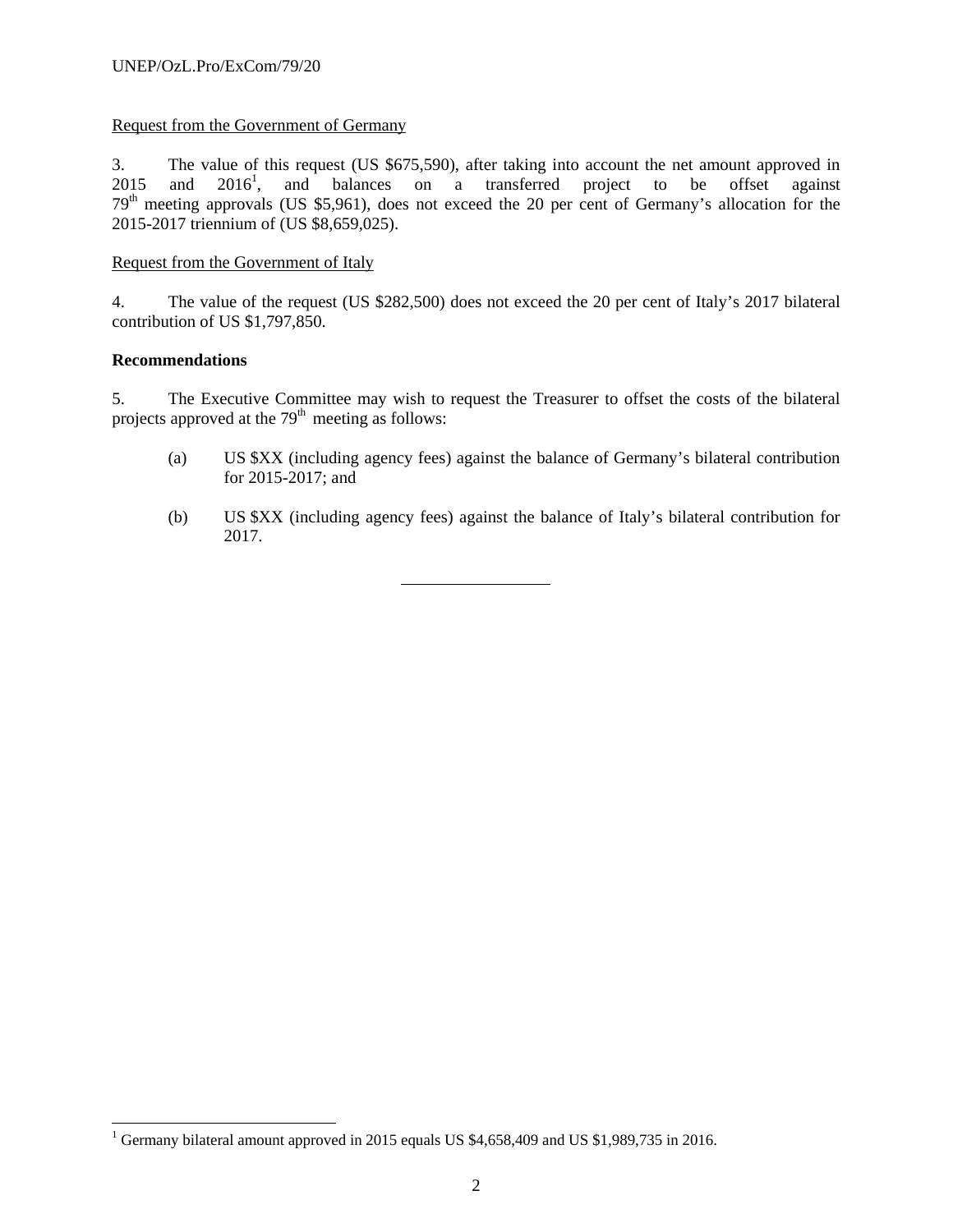Request from the Government of Germany

3. The value of this request (US $675,590), after taking into account the net amount approved in 2015 and 2016[1], and balances on a transferred project to be offset against 79th meeting approvals (US $5,961), does not exceed the 20 per cent of Germany's allocation for the 2015-2017 triennium of (US $8,659,025).

Request from the Government of Italy

4. The value of the request (US $282,500) does not exceed the 20 per cent of Italy's 2017 bilateral contribution of US $1,797,850.

**Recommendations**

5. The Executive Committee may wish to request the Treasurer to offset the costs of the bilateral projects approved at the 79th meeting as follows:

(a) US $XX (including agency fees) against the balance of Germany's bilateral contribution for 2015-2017; and

(b) US $XX (including agency fees) against the balance of Italy's bilateral contribution for 2017.

---

[1] Germany bilateral amount approved in 2015 equals US $4,658,409 and US $1,989,735 in 2016.